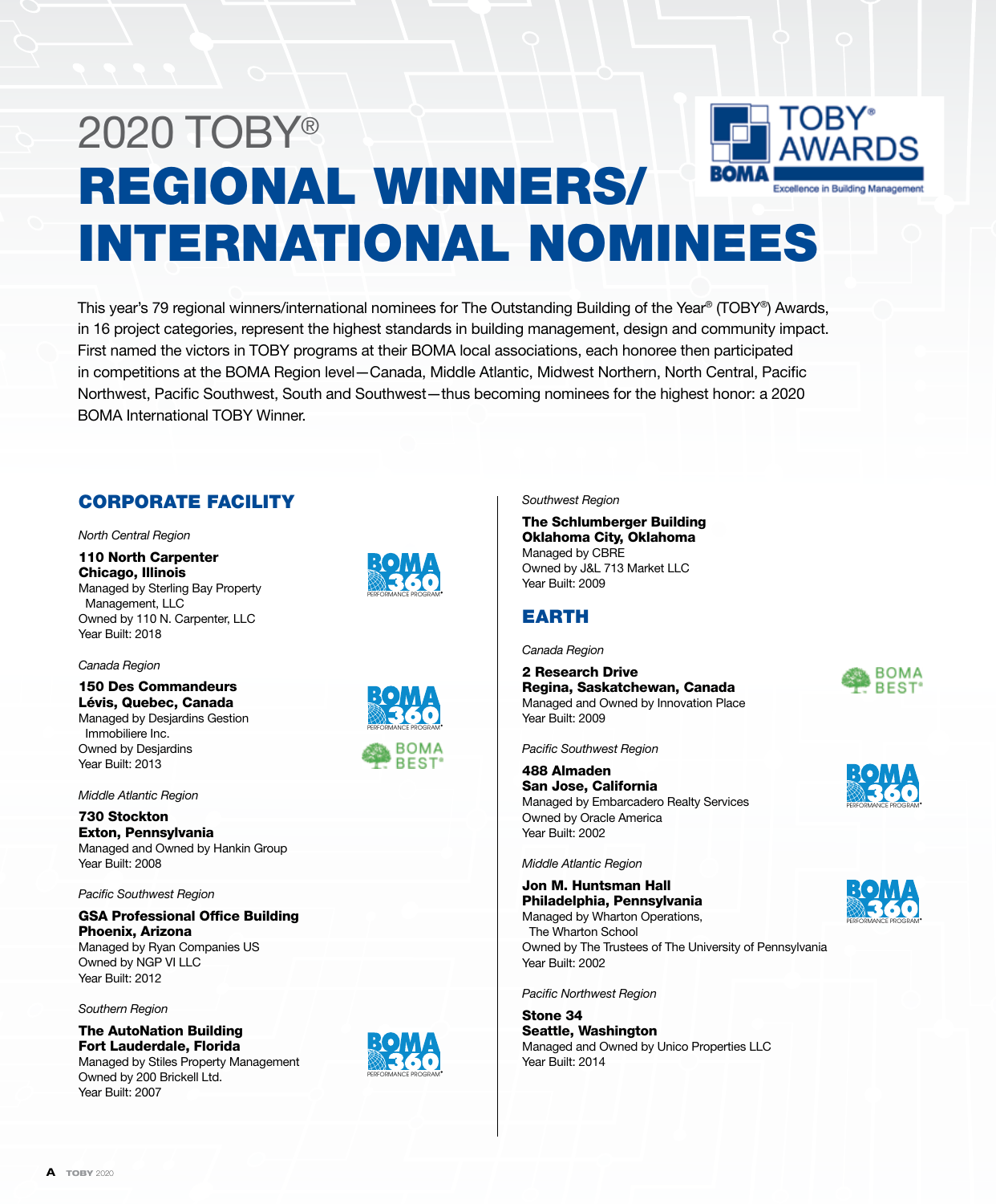# 2020 TOBY®
# REGIONAL WINNERS/ INTERNATIONAL NOMINEES

This year's 79 regional winners/international nominees for The Outstanding Building of the Year® (TOBY®) Awards, in 16 project categories, represent the highest standards in building management, design and community impact. First named the victors in TOBY programs at their BOMA local associations, each honoree then participated in competitions at the BOMA Region level—Canada, Middle Atlantic, Midwest Northern, North Central, Pacific Northwest, Pacific Southwest, South and Southwest—thus becoming nominees for the highest honor: a 2020 BOMA International TOBY Winner.

## CORPORATE FACILITY

*North Central Region*

**110 North Carpenter**
**Chicago, Illinois**
Managed by Sterling Bay Property Management, LLC
Owned by 110 N. Carpenter, LLC
Year Built: 2018

*Canada Region*

**150 Des Commandeurs**
**Lévis, Quebec, Canada**
Managed by Desjardins Gestion Immobiliere Inc.
Owned by Desjardins
Year Built: 2013

*Middle Atlantic Region*

**730 Stockton**
**Exton, Pennsylvania**
Managed and Owned by Hankin Group
Year Built: 2008

*Pacific Southwest Region*

**GSA Professional Office Building**
**Phoenix, Arizona**
Managed by Ryan Companies US
Owned by NGP VI LLC
Year Built: 2012

*Southern Region*

**The AutoNation Building**
**Fort Lauderdale, Florida**
Managed by Stiles Property Management
Owned by 200 Brickell Ltd.
Year Built: 2007

*Southwest Region*

**The Schlumberger Building**
**Oklahoma City, Oklahoma**
Managed by CBRE
Owned by J&L 713 Market LLC
Year Built: 2009

## EARTH

*Canada Region*

**2 Research Drive**
**Regina, Saskatchewan, Canada**
Managed and Owned by Innovation Place
Year Built: 2009

*Pacific Southwest Region*

**488 Almaden**
**San Jose, California**
Managed by Embarcadero Realty Services
Owned by Oracle America
Year Built: 2002

*Middle Atlantic Region*

**Jon M. Huntsman Hall**
**Philadelphia, Pennsylvania**
Managed by Wharton Operations, The Wharton School
Owned by The Trustees of The University of Pennsylvania
Year Built: 2002

*Pacific Northwest Region*

**Stone 34**
**Seattle, Washington**
Managed and Owned by Unico Properties LLC
Year Built: 2014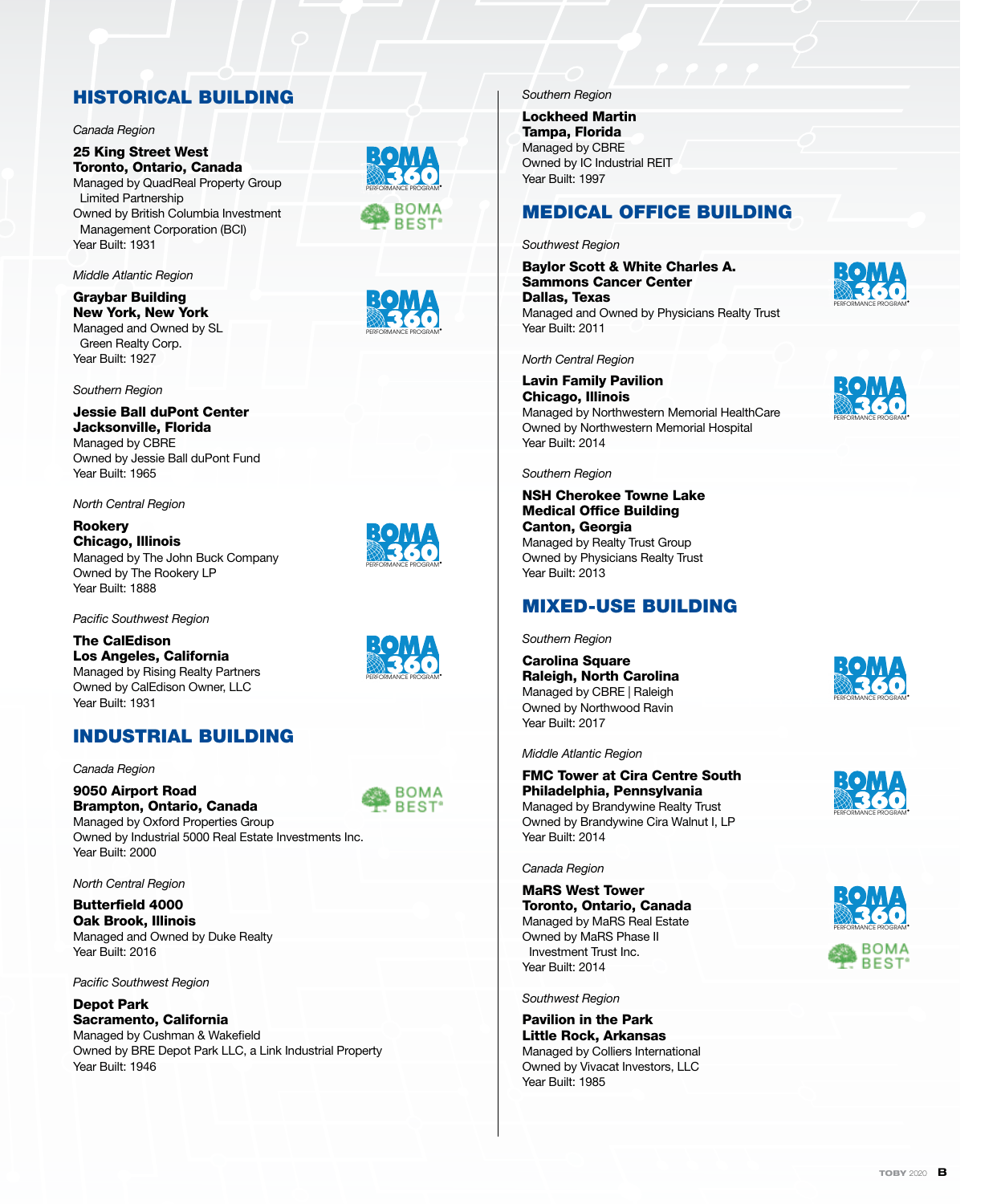## HISTORICAL BUILDING

*Canada Region*

**25 King Street West**
**Toronto, Ontario, Canada**
Managed by QuadReal Property Group Limited Partnership
Owned by British Columbia Investment Management Corporation (BCI)
Year Built: 1931

*Middle Atlantic Region*

**Graybar Building**
**New York, New York**
Managed and Owned by SL Green Realty Corp.
Year Built: 1927

*Southern Region*

**Jessie Ball duPont Center**
**Jacksonville, Florida**
Managed by CBRE
Owned by Jessie Ball duPont Fund
Year Built: 1965

*North Central Region*

**Rookery**
**Chicago, Illinois**
Managed by The John Buck Company
Owned by The Rookery LP
Year Built: 1888

*Pacific Southwest Region*

**The CalEdison**
**Los Angeles, California**
Managed by Rising Realty Partners
Owned by CalEdison Owner, LLC
Year Built: 1931

## INDUSTRIAL BUILDING

*Canada Region*

**9050 Airport Road**
**Brampton, Ontario, Canada**
Managed by Oxford Properties Group
Owned by Industrial 5000 Real Estate Investments Inc.
Year Built: 2000

*North Central Region*

**Butterfield 4000**
**Oak Brook, Illinois**
Managed and Owned by Duke Realty
Year Built: 2016

*Pacific Southwest Region*

**Depot Park**
**Sacramento, California**
Managed by Cushman & Wakefield
Owned by BRE Depot Park LLC, a Link Industrial Property
Year Built: 1946

*Southern Region*

**Lockheed Martin**
**Tampa, Florida**
Managed by CBRE
Owned by IC Industrial REIT
Year Built: 1997

## MEDICAL OFFICE BUILDING

*Southwest Region*

**Baylor Scott & White Charles A. Sammons Cancer Center**
**Dallas, Texas**
Managed and Owned by Physicians Realty Trust
Year Built: 2011

*North Central Region*

**Lavin Family Pavilion**
**Chicago, Illinois**
Managed by Northwestern Memorial HealthCare
Owned by Northwestern Memorial Hospital
Year Built: 2014

*Southern Region*

**NSH Cherokee Towne Lake Medical Office Building**
**Canton, Georgia**
Managed by Realty Trust Group
Owned by Physicians Realty Trust
Year Built: 2013

## MIXED-USE BUILDING

*Southern Region*

**Carolina Square**
**Raleigh, North Carolina**
Managed by CBRE | Raleigh
Owned by Northwood Ravin
Year Built: 2017

*Middle Atlantic Region*

**FMC Tower at Cira Centre South**
**Philadelphia, Pennsylvania**
Managed by Brandywine Realty Trust
Owned by Brandywine Cira Walnut I, LP
Year Built: 2014

*Canada Region*

**MaRS West Tower**
**Toronto, Ontario, Canada**
Managed by MaRS Real Estate
Owned by MaRS Phase II Investment Trust Inc.
Year Built: 2014

*Southwest Region*

**Pavilion in the Park**
**Little Rock, Arkansas**
Managed by Colliers International
Owned by Vivacat Investors, LLC
Year Built: 1985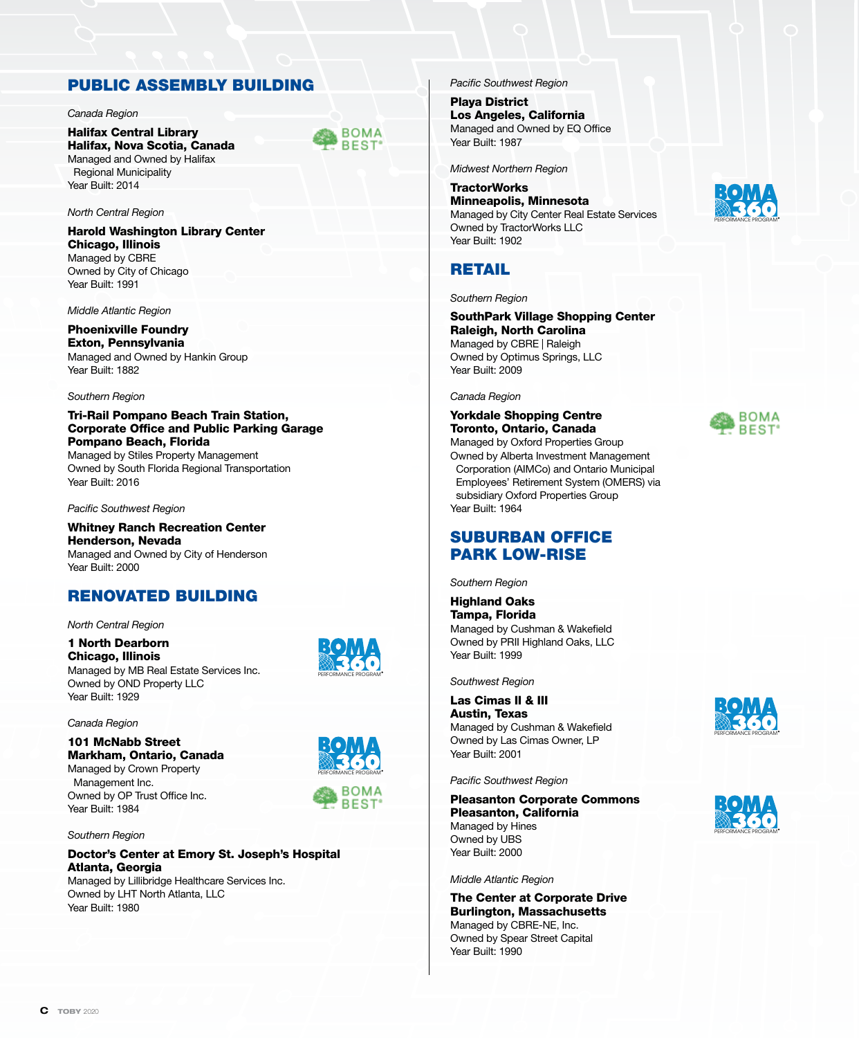## PUBLIC ASSEMBLY BUILDING

*Canada Region*

**Halifax Central Library**
**Halifax, Nova Scotia, Canada**
Managed and Owned by Halifax Regional Municipality
Year Built: 2014

BOMA BEST®

*North Central Region*

**Harold Washington Library Center**
**Chicago, Illinois**
Managed by CBRE
Owned by City of Chicago
Year Built: 1991

*Middle Atlantic Region*

**Phoenixville Foundry**
**Exton, Pennsylvania**
Managed and Owned by Hankin Group
Year Built: 1882

*Southern Region*

**Tri-Rail Pompano Beach Train Station, Corporate Office and Public Parking Garage**
**Pompano Beach, Florida**
Managed by Stiles Property Management
Owned by South Florida Regional Transportation
Year Built: 2016

*Pacific Southwest Region*

**Whitney Ranch Recreation Center**
**Henderson, Nevada**
Managed and Owned by City of Henderson
Year Built: 2000

## RENOVATED BUILDING

*North Central Region*

**1 North Dearborn**
**Chicago, Illinois**
Managed by MB Real Estate Services Inc.
Owned by OND Property LLC
Year Built: 1929

BOMA 360 PERFORMANCE PROGRAM®

*Canada Region*

**101 McNabb Street**
**Markham, Ontario, Canada**
Managed by Crown Property Management Inc.
Owned by OP Trust Office Inc.
Year Built: 1984

BOMA 360 PERFORMANCE PROGRAM®

BOMA BEST®

*Southern Region*

**Doctor's Center at Emory St. Joseph's Hospital**
**Atlanta, Georgia**
Managed by Lillibridge Healthcare Services Inc.
Owned by LHT North Atlanta, LLC
Year Built: 1980

*Pacific Southwest Region*

**Playa District**
**Los Angeles, California**
Managed and Owned by EQ Office
Year Built: 1987

*Midwest Northern Region*

**TractorWorks**
**Minneapolis, Minnesota**
Managed by City Center Real Estate Services
Owned by TractorWorks LLC
Year Built: 1902

BOMA 360 PERFORMANCE PROGRAM®

## RETAIL

*Southern Region*

**SouthPark Village Shopping Center**
**Raleigh, North Carolina**
Managed by CBRE | Raleigh
Owned by Optimus Springs, LLC
Year Built: 2009

*Canada Region*

**Yorkdale Shopping Centre**
**Toronto, Ontario, Canada**
Managed by Oxford Properties Group
Owned by Alberta Investment Management Corporation (AIMCo) and Ontario Municipal Employees' Retirement System (OMERS) via subsidiary Oxford Properties Group
Year Built: 1964

BOMA BEST®

## SUBURBAN OFFICE PARK LOW-RISE

*Southern Region*

**Highland Oaks**
**Tampa, Florida**
Managed by Cushman & Wakefield
Owned by PRII Highland Oaks, LLC
Year Built: 1999

*Southwest Region*

**Las Cimas II & III**
**Austin, Texas**
Managed by Cushman & Wakefield
Owned by Las Cimas Owner, LP
Year Built: 2001

BOMA 360 PERFORMANCE PROGRAM®

*Pacific Southwest Region*

**Pleasanton Corporate Commons**
**Pleasanton, California**
Managed by Hines
Owned by UBS
Year Built: 2000

BOMA 360 PERFORMANCE PROGRAM®

*Middle Atlantic Region*

**The Center at Corporate Drive**
**Burlington, Massachusetts**
Managed by CBRE-NE, Inc.
Owned by Spear Street Capital
Year Built: 1990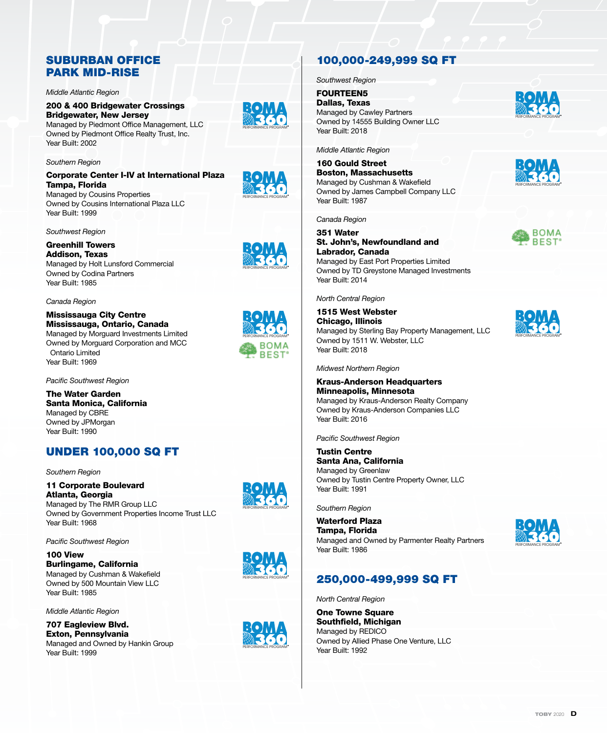## SUBURBAN OFFICE PARK MID-RISE

*Middle Atlantic Region*

**200 & 400 Bridgewater Crossings**
**Bridgewater, New Jersey**
Managed by Piedmont Office Management, LLC
Owned by Piedmont Office Realty Trust, Inc.
Year Built: 2002

*Southern Region*

**Corporate Center I-IV at International Plaza**
**Tampa, Florida**
Managed by Cousins Properties
Owned by Cousins International Plaza LLC
Year Built: 1999

*Southwest Region*

**Greenhill Towers**
**Addison, Texas**
Managed by Holt Lunsford Commercial
Owned by Codina Partners
Year Built: 1985

*Canada Region*

**Mississauga City Centre**
**Mississauga, Ontario, Canada**
Managed by Morguard Investments Limited
Owned by Morguard Corporation and MCC Ontario Limited
Year Built: 1969

*Pacific Southwest Region*

**The Water Garden**
**Santa Monica, California**
Managed by CBRE
Owned by JPMorgan
Year Built: 1990

## UNDER 100,000 SQ FT

*Southern Region*

**11 Corporate Boulevard**
**Atlanta, Georgia**
Managed by The RMR Group LLC
Owned by Government Properties Income Trust LLC
Year Built: 1968

*Pacific Southwest Region*

**100 View**
**Burlingame, California**
Managed by Cushman & Wakefield
Owned by 500 Mountain View LLC
Year Built: 1985

*Middle Atlantic Region*

**707 Eagleview Blvd.**
**Exton, Pennsylvania**
Managed and Owned by Hankin Group
Year Built: 1999

## 100,000-249,999 SQ FT

*Southwest Region*

**FOURTEEN5**
**Dallas, Texas**
Managed by Cawley Partners
Owned by 14555 Building Owner LLC
Year Built: 2018

*Middle Atlantic Region*

**160 Gould Street**
**Boston, Massachusetts**
Managed by Cushman & Wakefield
Owned by James Campbell Company LLC
Year Built: 1987

*Canada Region*

**351 Water**
**St. John's, Newfoundland and Labrador, Canada**
Managed by East Port Properties Limited
Owned by TD Greystone Managed Investments
Year Built: 2014

*North Central Region*

**1515 West Webster**
**Chicago, Illinois**
Managed by Sterling Bay Property Management, LLC
Owned by 1511 W. Webster, LLC
Year Built: 2018

*Midwest Northern Region*

**Kraus-Anderson Headquarters**
**Minneapolis, Minnesota**
Managed by Kraus-Anderson Realty Company
Owned by Kraus-Anderson Companies LLC
Year Built: 2016

*Pacific Southwest Region*

**Tustin Centre**
**Santa Ana, California**
Managed by Greenlaw
Owned by Tustin Centre Property Owner, LLC
Year Built: 1991

*Southern Region*

**Waterford Plaza**
**Tampa, Florida**
Managed and Owned by Parmenter Realty Partners
Year Built: 1986

## 250,000-499,999 SQ FT

*North Central Region*

**One Towne Square**
**Southfield, Michigan**
Managed by REDICO
Owned by Allied Phase One Venture, LLC
Year Built: 1992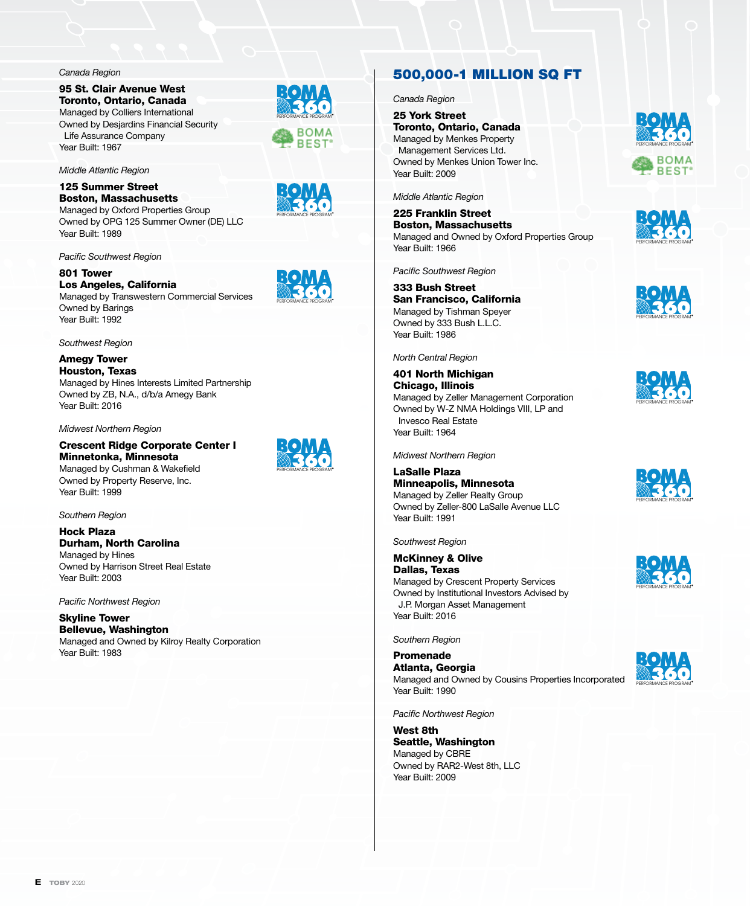*Canada Region*

**95 St. Clair Avenue West**
**Toronto, Ontario, Canada**
Managed by Colliers International
Owned by Desjardins Financial Security Life Assurance Company
Year Built: 1967

*Middle Atlantic Region*

**125 Summer Street**
**Boston, Massachusetts**
Managed by Oxford Properties Group
Owned by OPG 125 Summer Owner (DE) LLC
Year Built: 1989

*Pacific Southwest Region*

**801 Tower**
**Los Angeles, California**
Managed by Transwestern Commercial Services
Owned by Barings
Year Built: 1992

*Southwest Region*

**Amegy Tower**
**Houston, Texas**
Managed by Hines Interests Limited Partnership
Owned by ZB, N.A., d/b/a Amegy Bank
Year Built: 2016

*Midwest Northern Region*

**Crescent Ridge Corporate Center I**
**Minnetonka, Minnesota**
Managed by Cushman & Wakefield
Owned by Property Reserve, Inc.
Year Built: 1999

*Southern Region*

**Hock Plaza**
**Durham, North Carolina**
Managed by Hines
Owned by Harrison Street Real Estate
Year Built: 2003

*Pacific Northwest Region*

**Skyline Tower**
**Bellevue, Washington**
Managed and Owned by Kilroy Realty Corporation
Year Built: 1983

## 500,000-1 MILLION SQ FT

*Canada Region*

**25 York Street**
**Toronto, Ontario, Canada**
Managed by Menkes Property Management Services Ltd.
Owned by Menkes Union Tower Inc.
Year Built: 2009

*Middle Atlantic Region*

**225 Franklin Street**
**Boston, Massachusetts**
Managed and Owned by Oxford Properties Group
Year Built: 1966

*Pacific Southwest Region*

**333 Bush Street**
**San Francisco, California**
Managed by Tishman Speyer
Owned by 333 Bush L.L.C.
Year Built: 1986

*North Central Region*

**401 North Michigan**
**Chicago, Illinois**
Managed by Zeller Management Corporation
Owned by W-Z NMA Holdings VIII, LP and Invesco Real Estate
Year Built: 1964

*Midwest Northern Region*

**LaSalle Plaza**
**Minneapolis, Minnesota**
Managed by Zeller Realty Group
Owned by Zeller-800 LaSalle Avenue LLC
Year Built: 1991

*Southwest Region*

**McKinney & Olive**
**Dallas, Texas**
Managed by Crescent Property Services
Owned by Institutional Investors Advised by J.P. Morgan Asset Management
Year Built: 2016

*Southern Region*

**Promenade**
**Atlanta, Georgia**
Managed and Owned by Cousins Properties Incorporated
Year Built: 1990

*Pacific Northwest Region*

**West 8th**
**Seattle, Washington**
Managed by CBRE
Owned by RAR2-West 8th, LLC
Year Built: 2009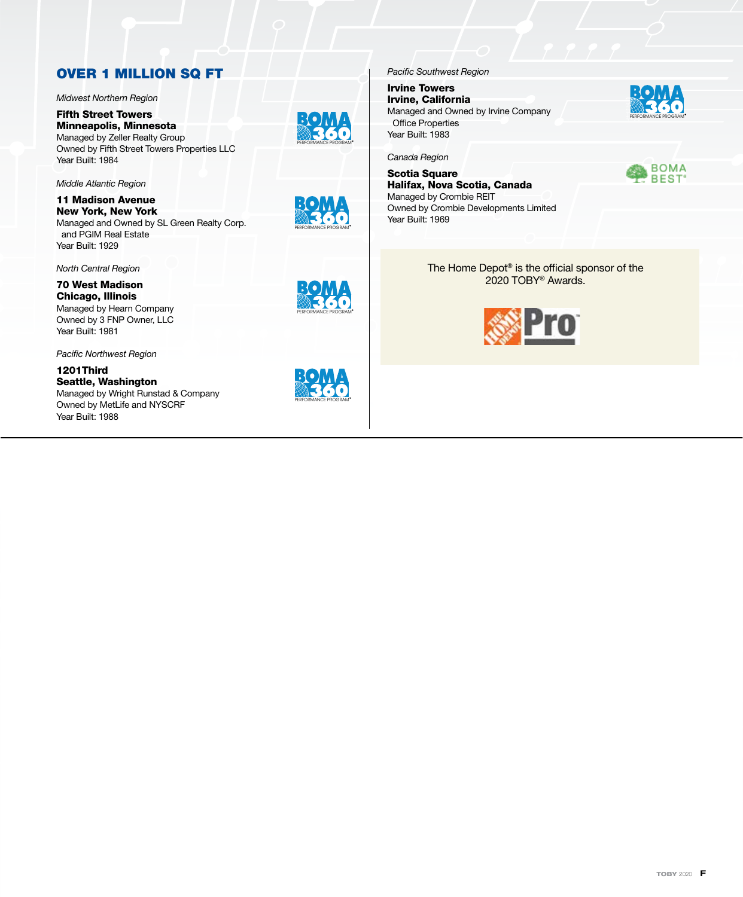## OVER 1 MILLION SQ FT

*Midwest Northern Region*

**Fifth Street Towers**
**Minneapolis, Minnesota**
Managed by Zeller Realty Group
Owned by Fifth Street Towers Properties LLC
Year Built: 1984

*Middle Atlantic Region*

**11 Madison Avenue**
**New York, New York**
Managed and Owned by SL Green Realty Corp. and PGIM Real Estate
Year Built: 1929

*North Central Region*

**70 West Madison**
**Chicago, Illinois**
Managed by Hearn Company
Owned by 3 FNP Owner, LLC
Year Built: 1981

*Pacific Northwest Region*

**1201Third**
**Seattle, Washington**
Managed by Wright Runstad & Company
Owned by MetLife and NYSCRF
Year Built: 1988

*Pacific Southwest Region*

**Irvine Towers**
**Irvine, California**
Managed and Owned by Irvine Company Office Properties
Year Built: 1983

*Canada Region*

**Scotia Square**
**Halifax, Nova Scotia, Canada**
Managed by Crombie REIT
Owned by Crombie Developments Limited
Year Built: 1969

The Home Depot® is the official sponsor of the 2020 TOBY® Awards.